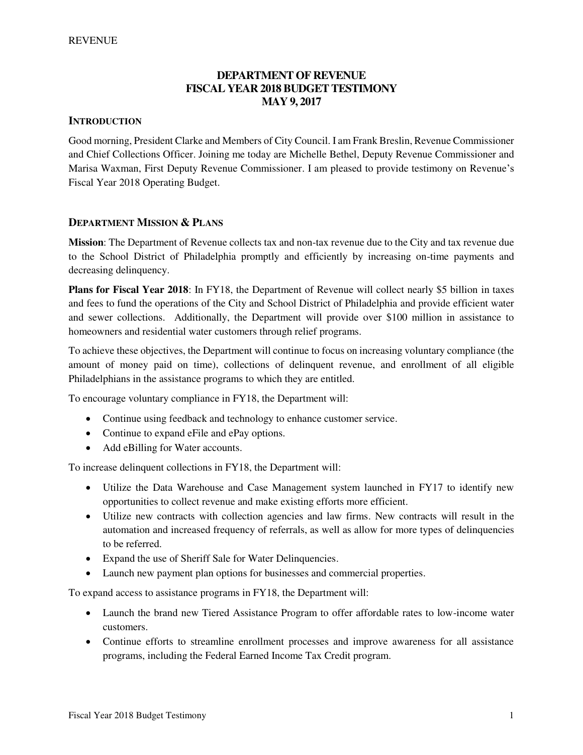# DEPARTMENT OF REVENUE
# FISCAL YEAR 2018 BUDGET TESTIMONY
# MAY 9, 2017

## INTRODUCTION

Good morning, President Clarke and Members of City Council. I am Frank Breslin, Revenue Commissioner and Chief Collections Officer. Joining me today are Michelle Bethel, Deputy Revenue Commissioner and Marisa Waxman, First Deputy Revenue Commissioner. I am pleased to provide testimony on Revenue's Fiscal Year 2018 Operating Budget.

## DEPARTMENT MISSION & PLANS

**Mission**: The Department of Revenue collects tax and non-tax revenue due to the City and tax revenue due to the School District of Philadelphia promptly and efficiently by increasing on-time payments and decreasing delinquency.

**Plans for Fiscal Year 2018**: In FY18, the Department of Revenue will collect nearly $5 billion in taxes and fees to fund the operations of the City and School District of Philadelphia and provide efficient water and sewer collections. Additionally, the Department will provide over $100 million in assistance to homeowners and residential water customers through relief programs.

To achieve these objectives, the Department will continue to focus on increasing voluntary compliance (the amount of money paid on time), collections of delinquent revenue, and enrollment of all eligible Philadelphians in the assistance programs to which they are entitled.

To encourage voluntary compliance in FY18, the Department will:

- Continue using feedback and technology to enhance customer service.
- Continue to expand eFile and ePay options.
- Add eBilling for Water accounts.

To increase delinquent collections in FY18, the Department will:

- Utilize the Data Warehouse and Case Management system launched in FY17 to identify new opportunities to collect revenue and make existing efforts more efficient.
- Utilize new contracts with collection agencies and law firms. New contracts will result in the automation and increased frequency of referrals, as well as allow for more types of delinquencies to be referred.
- Expand the use of Sheriff Sale for Water Delinquencies.
- Launch new payment plan options for businesses and commercial properties.

To expand access to assistance programs in FY18, the Department will:

- Launch the brand new Tiered Assistance Program to offer affordable rates to low-income water customers.
- Continue efforts to streamline enrollment processes and improve awareness for all assistance programs, including the Federal Earned Income Tax Credit program.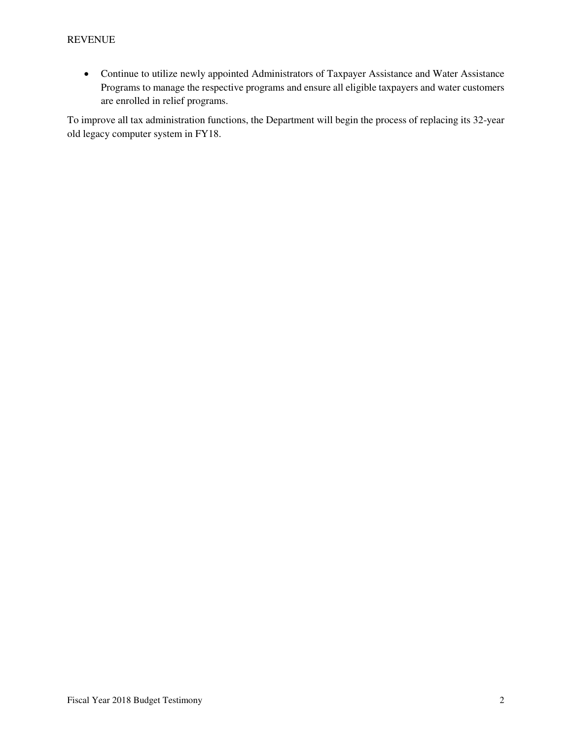- Continue to utilize newly appointed Administrators of Taxpayer Assistance and Water Assistance Programs to manage the respective programs and ensure all eligible taxpayers and water customers are enrolled in relief programs.

To improve all tax administration functions, the Department will begin the process of replacing its 32-year old legacy computer system in FY18.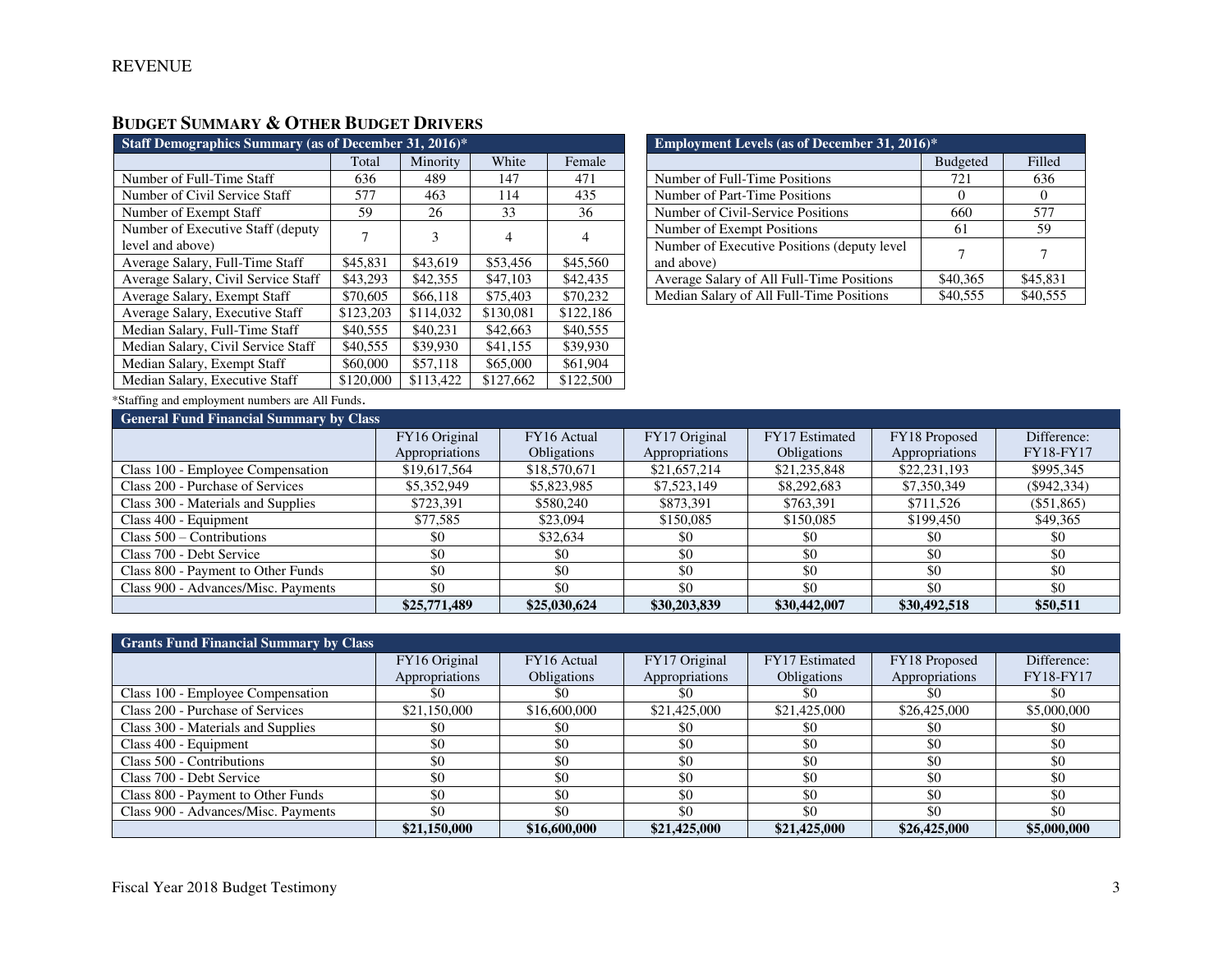# REVENUE

## Budget Summary & Other Budget Drivers

| Staff Demographics Summary (as of December 31, 2016)* | | | | |
|---|---|---|---|---|
| | Total | Minority | White | Female |
| Number of Full-Time Staff | 636 | 489 | 147 | 471 |
| Number of Civil Service Staff | 577 | 463 | 114 | 435 |
| Number of Exempt Staff | 59 | 26 | 33 | 36 |
| Number of Executive Staff (deputy level and above) | 7 | 3 | 4 | 4 |
| Average Salary, Full-Time Staff | $45,831 | $43,619 | $53,456 | $45,560 |
| Average Salary, Civil Service Staff | $43,293 | $42,355 | $47,103 | $42,435 |
| Average Salary, Exempt Staff | $70,605 | $66,118 | $75,403 | $70,232 |
| Average Salary, Executive Staff | $123,203 | $114,032 | $130,081 | $122,186 |
| Median Salary, Full-Time Staff | $40,555 | $40,231 | $42,663 | $40,555 |
| Median Salary, Civil Service Staff | $40,555 | $39,930 | $41,155 | $39,930 |
| Median Salary, Exempt Staff | $60,000 | $57,118 | $65,000 | $61,904 |
| Median Salary, Executive Staff | $120,000 | $113,422 | $127,662 | $122,500 |

| Employment Levels (as of December 31, 2016)* | | |
|---|---|---|
| | Budgeted | Filled |
| Number of Full-Time Positions | 721 | 636 |
| Number of Part-Time Positions | 0 | 0 |
| Number of Civil-Service Positions | 660 | 577 |
| Number of Exempt Positions | 61 | 59 |
| Number of Executive Positions (deputy level and above) | 7 | 7 |
| Average Salary of All Full-Time Positions | $40,365 | $45,831 |
| Median Salary of All Full-Time Positions | $40,555 | $40,555 |

*Staffing and employment numbers are All Funds.

| General Fund Financial Summary by Class | | | | | | |
|---|---|---|---|---|---|---|
| | FY16 Original Appropriations | FY16 Actual Obligations | FY17 Original Appropriations | FY17 Estimated Obligations | FY18 Proposed Appropriations | Difference: FY18-FY17 |
| Class 100 - Employee Compensation | $19,617,564 | $18,570,671 | $21,657,214 | $21,235,848 | $22,231,193 | $995,345 |
| Class 200 - Purchase of Services | $5,352,949 | $5,823,985 | $7,523,149 | $8,292,683 | $7,350,349 | ($942,334) |
| Class 300 - Materials and Supplies | $723,391 | $580,240 | $873,391 | $763,391 | $711,526 | ($51,865) |
| Class 400 - Equipment | $77,585 | $23,094 | $150,085 | $150,085 | $199,450 | $49,365 |
| Class 500 – Contributions | $0 | $32,634 | $0 | $0 | $0 | $0 |
| Class 700 - Debt Service | $0 | $0 | $0 | $0 | $0 | $0 |
| Class 800 - Payment to Other Funds | $0 | $0 | $0 | $0 | $0 | $0 |
| Class 900 - Advances/Misc. Payments | $0 | $0 | $0 | $0 | $0 | $0 |
| | **$25,771,489** | **$25,030,624** | **$30,203,839** | **$30,442,007** | **$30,492,518** | **$50,511** |

| Grants Fund Financial Summary by Class | | | | | | |
|---|---|---|---|---|---|---|
| | FY16 Original Appropriations | FY16 Actual Obligations | FY17 Original Appropriations | FY17 Estimated Obligations | FY18 Proposed Appropriations | Difference: FY18-FY17 |
| Class 100 - Employee Compensation | $0 | $0 | $0 | $0 | $0 | $0 |
| Class 200 - Purchase of Services | $21,150,000 | $16,600,000 | $21,425,000 | $21,425,000 | $26,425,000 | $5,000,000 |
| Class 300 - Materials and Supplies | $0 | $0 | $0 | $0 | $0 | $0 |
| Class 400 - Equipment | $0 | $0 | $0 | $0 | $0 | $0 |
| Class 500 - Contributions | $0 | $0 | $0 | $0 | $0 | $0 |
| Class 700 - Debt Service | $0 | $0 | $0 | $0 | $0 | $0 |
| Class 800 - Payment to Other Funds | $0 | $0 | $0 | $0 | $0 | $0 |
| Class 900 - Advances/Misc. Payments | $0 | $0 | $0 | $0 | $0 | $0 |
| | **$21,150,000** | **$16,600,000** | **$21,425,000** | **$21,425,000** | **$26,425,000** | **$5,000,000** |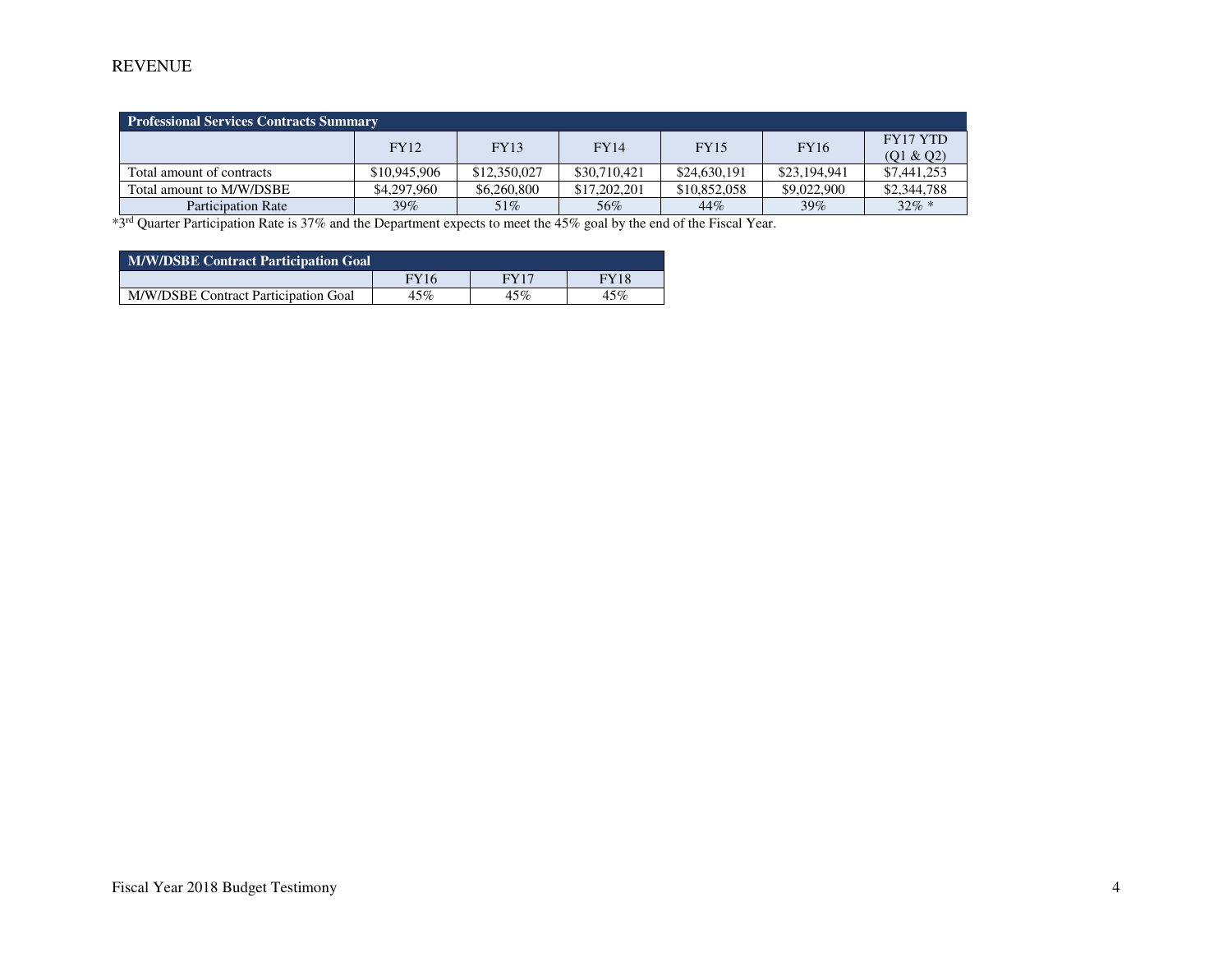# REVENUE

| Professional Services Contracts Summary | | | | | | |
|---|---|---|---|---|---|---|
| | FY12 | FY13 | FY14 | FY15 | FY16 | FY17 YTD (Q1 & Q2) |
| Total amount of contracts | $10,945,906 | $12,350,027 | $30,710,421 | $24,630,191 | $23,194,941 | $7,441,253 |
| Total amount to M/W/DSBE | $4,297,960 | $6,260,800 | $17,202,201 | $10,852,058 | $9,022,900 | $2,344,788 |
| Participation Rate | 39% | 51% | 56% | 44% | 39% | 32% * |

*3rd Quarter Participation Rate is 37% and the Department expects to meet the 45% goal by the end of the Fiscal Year.

| M/W/DSBE Contract Participation Goal | | | |
|---|---|---|---|
| | FY16 | FY17 | FY18 |
| M/W/DSBE Contract Participation Goal | 45% | 45% | 45% |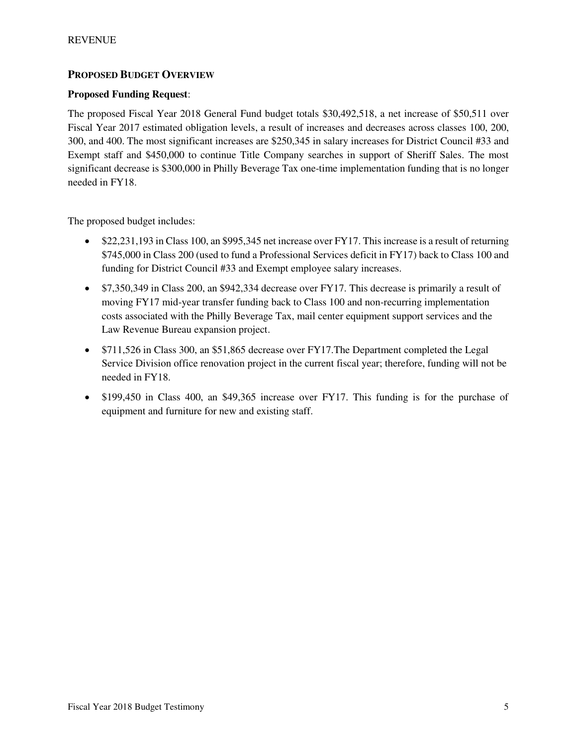## PROPOSED BUDGET OVERVIEW

**Proposed Funding Request**:

The proposed Fiscal Year 2018 General Fund budget totals $30,492,518, a net increase of $50,511 over Fiscal Year 2017 estimated obligation levels, a result of increases and decreases across classes 100, 200, 300, and 400. The most significant increases are $250,345 in salary increases for District Council #33 and Exempt staff and $450,000 to continue Title Company searches in support of Sheriff Sales. The most significant decrease is $300,000 in Philly Beverage Tax one-time implementation funding that is no longer needed in FY18.

The proposed budget includes:

- $22,231,193 in Class 100, an $995,345 net increase over FY17. This increase is a result of returning $745,000 in Class 200 (used to fund a Professional Services deficit in FY17) back to Class 100 and funding for District Council #33 and Exempt employee salary increases.
- $7,350,349 in Class 200, an $942,334 decrease over FY17. This decrease is primarily a result of moving FY17 mid-year transfer funding back to Class 100 and non-recurring implementation costs associated with the Philly Beverage Tax, mail center equipment support services and the Law Revenue Bureau expansion project.
- $711,526 in Class 300, an $51,865 decrease over FY17.The Department completed the Legal Service Division office renovation project in the current fiscal year; therefore, funding will not be needed in FY18.
- $199,450 in Class 400, an $49,365 increase over FY17. This funding is for the purchase of equipment and furniture for new and existing staff.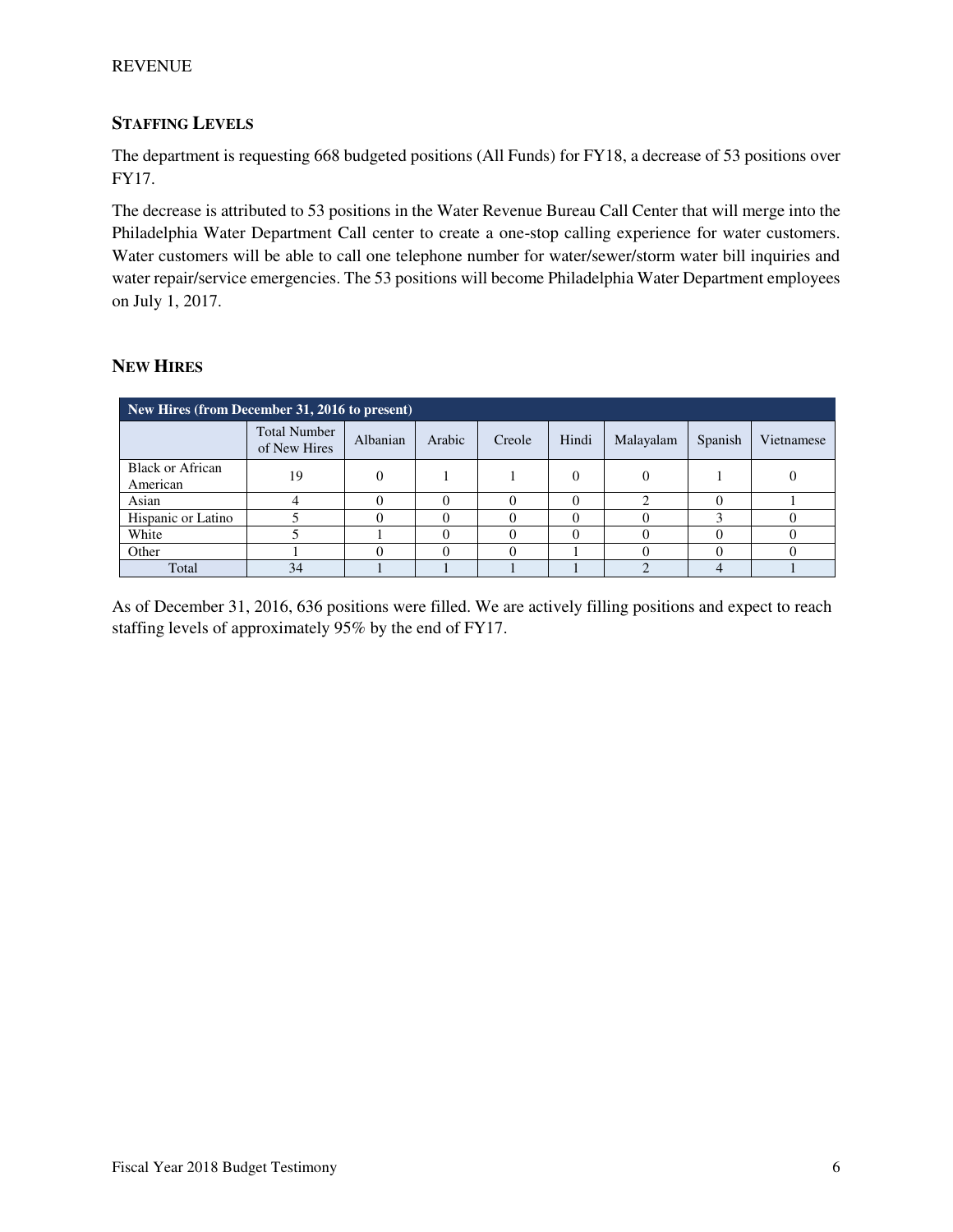## Staffing Levels

The department is requesting 668 budgeted positions (All Funds) for FY18, a decrease of 53 positions over FY17.

The decrease is attributed to 53 positions in the Water Revenue Bureau Call Center that will merge into the Philadelphia Water Department Call center to create a one-stop calling experience for water customers. Water customers will be able to call one telephone number for water/sewer/storm water bill inquiries and water repair/service emergencies. The 53 positions will become Philadelphia Water Department employees on July 1, 2017.

## New Hires

| New Hires (from December 31, 2016 to present) | | | | | | | | |
|---|---|---|---|---|---|---|---|---|
| | Total Number of New Hires | Albanian | Arabic | Creole | Hindi | Malayalam | Spanish | Vietnamese |
| Black or African American | 19 | 0 | 1 | 1 | 0 | 0 | 1 | 0 |
| Asian | 4 | 0 | 0 | 0 | 0 | 2 | 0 | 1 |
| Hispanic or Latino | 5 | 0 | 0 | 0 | 0 | 0 | 3 | 0 |
| White | 5 | 1 | 0 | 0 | 0 | 0 | 0 | 0 |
| Other | 1 | 0 | 0 | 0 | 1 | 0 | 0 | 0 |
| Total | 34 | 1 | 1 | 1 | 1 | 2 | 4 | 1 |

As of December 31, 2016, 636 positions were filled. We are actively filling positions and expect to reach staffing levels of approximately 95% by the end of FY17.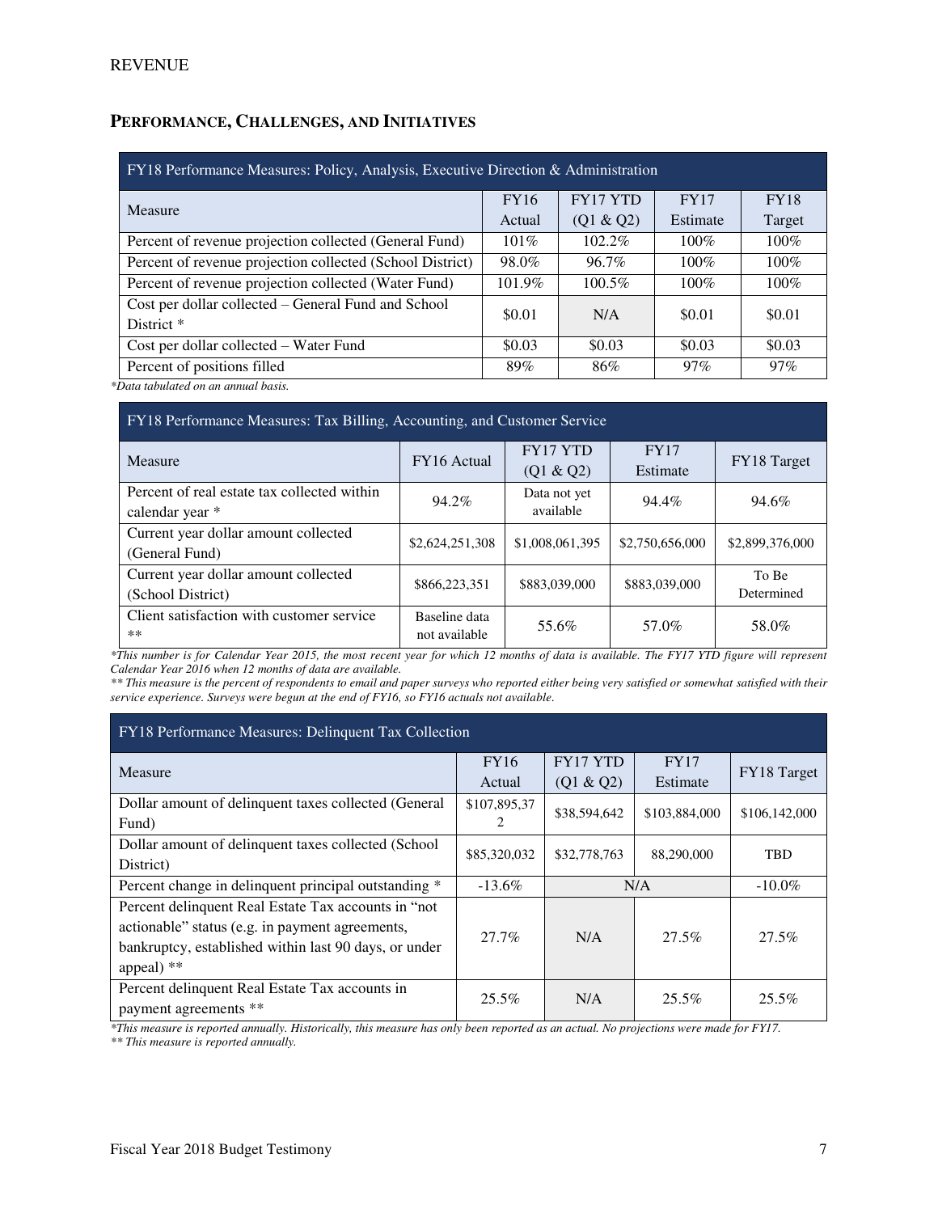## PERFORMANCE, CHALLENGES, AND INITIATIVES

| FY18 Performance Measures: Policy, Analysis, Executive Direction & Administration | | | | |
|---|---|---|---|---|
| Measure | FY16 Actual | FY17 YTD (Q1 & Q2) | FY17 Estimate | FY18 Target |
| Percent of revenue projection collected (General Fund) | 101% | 102.2% | 100% | 100% |
| Percent of revenue projection collected (School District) | 98.0% | 96.7% | 100% | 100% |
| Percent of revenue projection collected (Water Fund) | 101.9% | 100.5% | 100% | 100% |
| Cost per dollar collected – General Fund and School District * | $0.01 | N/A | $0.01 | $0.01 |
| Cost per dollar collected – Water Fund | $0.03 | $0.03 | $0.03 | $0.03 |
| Percent of positions filled | 89% | 86% | 97% | 97% |

*\*Data tabulated on an annual basis.*

| FY18 Performance Measures: Tax Billing, Accounting, and Customer Service | | | | |
|---|---|---|---|---|
| Measure | FY16 Actual | FY17 YTD (Q1 & Q2) | FY17 Estimate | FY18 Target |
| Percent of real estate tax collected within calendar year * | 94.2% | Data not yet available | 94.4% | 94.6% |
| Current year dollar amount collected (General Fund) | $2,624,251,308 | $1,008,061,395 | $2,750,656,000 | $2,899,376,000 |
| Current year dollar amount collected (School District) | $866,223,351 | $883,039,000 | $883,039,000 | To Be Determined |
| Client satisfaction with customer service ** | Baseline data not available | 55.6% | 57.0% | 58.0% |

*\*This number is for Calendar Year 2015, the most recent year for which 12 months of data is available. The FY17 YTD figure will represent Calendar Year 2016 when 12 months of data are available.*

*\*\* This measure is the percent of respondents to email and paper surveys who reported either being very satisfied or somewhat satisfied with their service experience. Surveys were begun at the end of FY16, so FY16 actuals not available.*

| FY18 Performance Measures: Delinquent Tax Collection | | | | |
|---|---|---|---|---|
| Measure | FY16 Actual | FY17 YTD (Q1 & Q2) | FY17 Estimate | FY18 Target |
| Dollar amount of delinquent taxes collected (General Fund) | $107,895,372 | $38,594,642 | $103,884,000 | $106,142,000 |
| Dollar amount of delinquent taxes collected (School District) | $85,320,032 | $32,778,763 | 88,290,000 | TBD |
| Percent change in delinquent principal outstanding * | -13.6% | N/A | | -10.0% |
| Percent delinquent Real Estate Tax accounts in "not actionable" status (e.g. in payment agreements, bankruptcy, established within last 90 days, or under appeal) ** | 27.7% | N/A | 27.5% | 27.5% |
| Percent delinquent Real Estate Tax accounts in payment agreements ** | 25.5% | N/A | 25.5% | 25.5% |

*\*This measure is reported annually. Historically, this measure has only been reported as an actual. No projections were made for FY17.*

*\*\* This measure is reported annually.*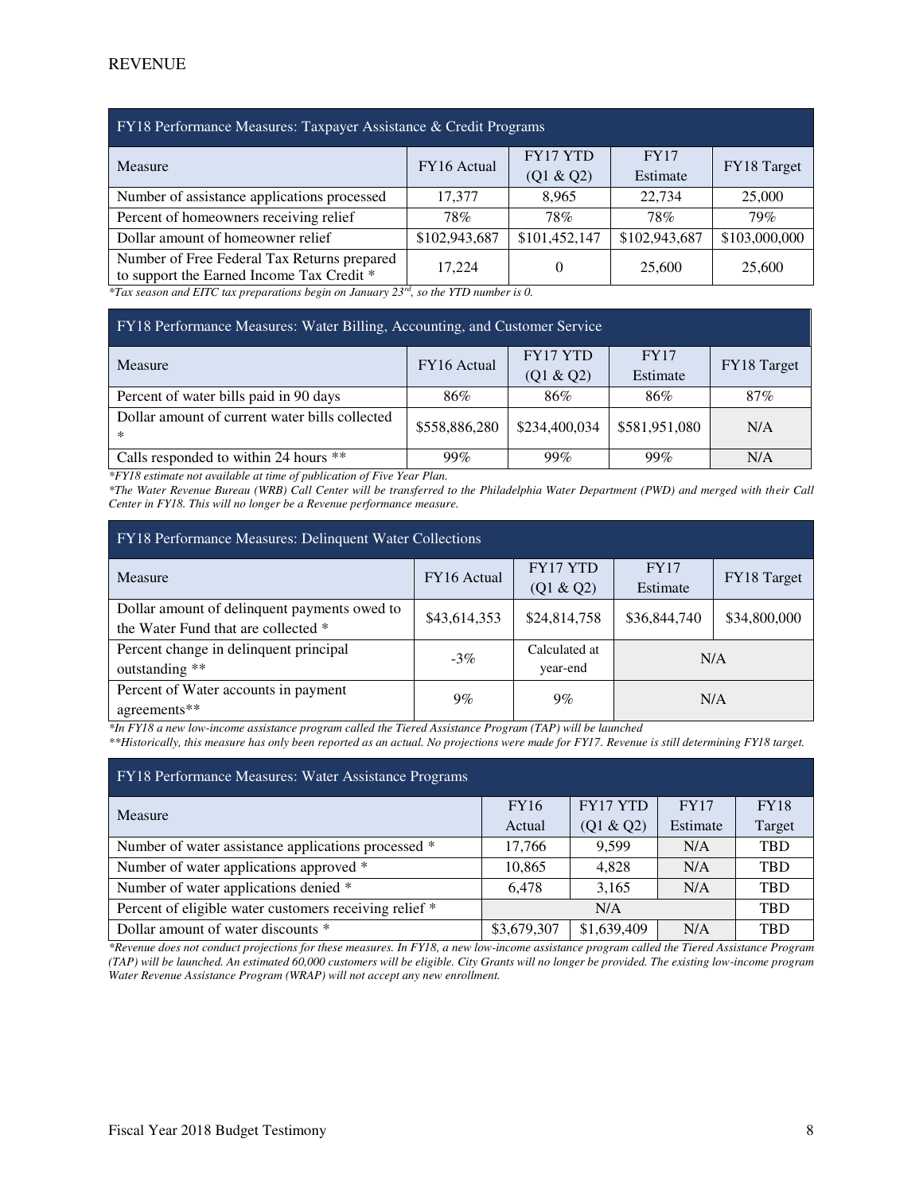# REVENUE

| FY18 Performance Measures: Taxpayer Assistance & Credit Programs | | | | |
|---|---|---|---|---|
| Measure | FY16 Actual | FY17 YTD (Q1 & Q2) | FY17 Estimate | FY18 Target |
| Number of assistance applications processed | 17,377 | 8,965 | 22,734 | 25,000 |
| Percent of homeowners receiving relief | 78% | 78% | 78% | 79% |
| Dollar amount of homeowner relief | $102,943,687 | $101,452,147 | $102,943,687 | $103,000,000 |
| Number of Free Federal Tax Returns prepared to support the Earned Income Tax Credit * | 17,224 | 0 | 25,600 | 25,600 |

*Tax season and EITC tax preparations begin on January 23rd, so the YTD number is 0.*

| FY18 Performance Measures: Water Billing, Accounting, and Customer Service | | | | |
|---|---|---|---|---|
| Measure | FY16 Actual | FY17 YTD (Q1 & Q2) | FY17 Estimate | FY18 Target |
| Percent of water bills paid in 90 days | 86% | 86% | 86% | 87% |
| Dollar amount of current water bills collected * | $558,886,280 | $234,400,034 | $581,951,080 | N/A |
| Calls responded to within 24 hours ** | 99% | 99% | 99% | N/A |

*\*FY18 estimate not available at time of publication of Five Year Plan.*

*\*The Water Revenue Bureau (WRB) Call Center will be transferred to the Philadelphia Water Department (PWD) and merged with their Call Center in FY18. This will no longer be a Revenue performance measure.*

| FY18 Performance Measures: Delinquent Water Collections | | | | |
|---|---|---|---|---|
| Measure | FY16 Actual | FY17 YTD (Q1 & Q2) | FY17 Estimate | FY18 Target |
| Dollar amount of delinquent payments owed to the Water Fund that are collected * | $43,614,353 | $24,814,758 | $36,844,740 | $34,800,000 |
| Percent change in delinquent principal outstanding ** | -3% | Calculated at year-end | N/A | |
| Percent of Water accounts in payment agreements** | 9% | 9% | N/A | |

*\*In FY18 a new low-income assistance program called the Tiered Assistance Program (TAP) will be launched*

*\*\*Historically, this measure has only been reported as an actual. No projections were made for FY17. Revenue is still determining FY18 target.*

| FY18 Performance Measures: Water Assistance Programs | | | | |
|---|---|---|---|---|
| Measure | FY16 Actual | FY17 YTD (Q1 & Q2) | FY17 Estimate | FY18 Target |
| Number of water assistance applications processed * | 17,766 | 9,599 | N/A | TBD |
| Number of water applications approved * | 10,865 | 4,828 | N/A | TBD |
| Number of water applications denied * | 6,478 | 3,165 | N/A | TBD |
| Percent of eligible water customers receiving relief * | N/A | | | TBD |
| Dollar amount of water discounts * | $3,679,307 | $1,639,409 | N/A | TBD |

*\*Revenue does not conduct projections for these measures. In FY18, a new low-income assistance program called the Tiered Assistance Program (TAP) will be launched. An estimated 60,000 customers will be eligible. City Grants will no longer be provided. The existing low-income program Water Revenue Assistance Program (WRAP) will not accept any new enrollment.*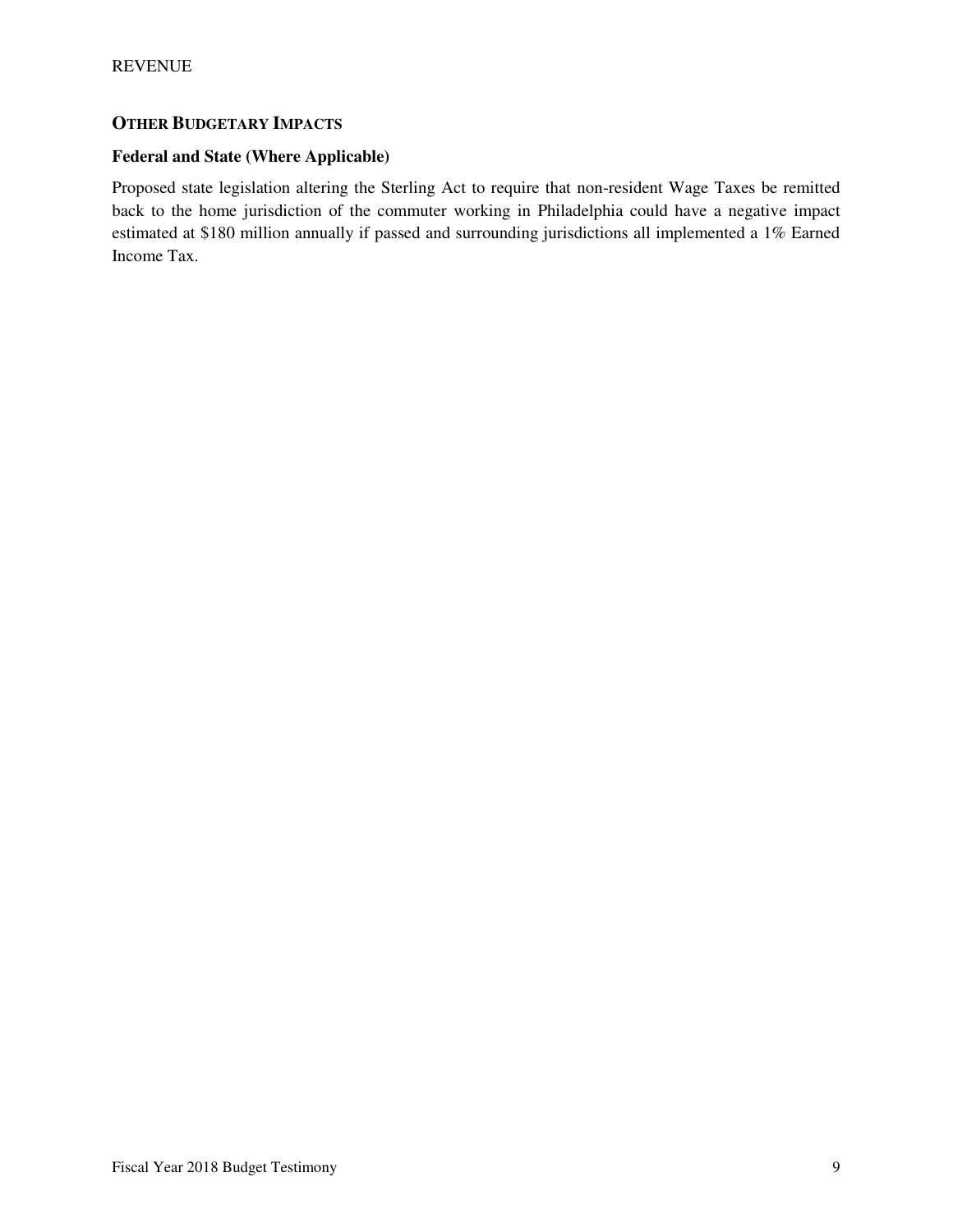## OTHER BUDGETARY IMPACTS

### Federal and State (Where Applicable)

Proposed state legislation altering the Sterling Act to require that non-resident Wage Taxes be remitted back to the home jurisdiction of the commuter working in Philadelphia could have a negative impact estimated at $180 million annually if passed and surrounding jurisdictions all implemented a 1% Earned Income Tax.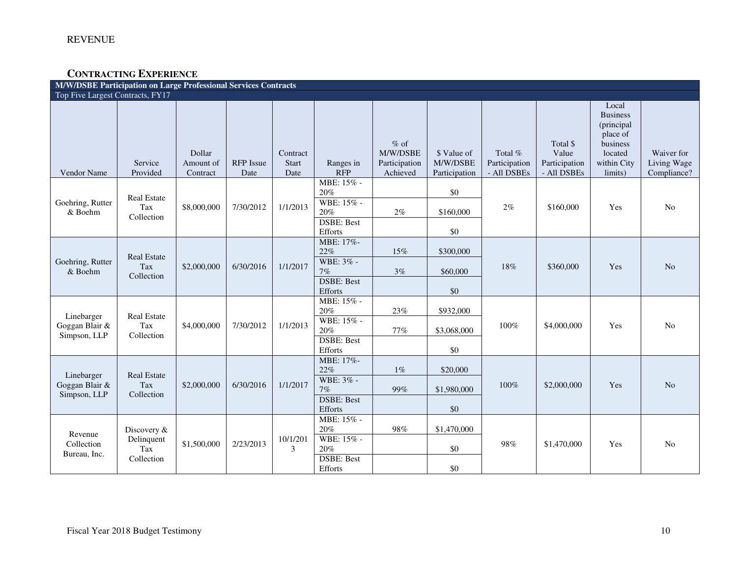REVENUE

## CONTRACTING EXPERIENCE

| M/W/DSBE Participation on Large Professional Services Contracts | | | | | | | | | | | |
|---|---|---|---|---|---|---|---|---|---|---|---|
| Top Five Largest Contracts, FY17 | | | | | | | | | | | |
| Vendor Name | Service Provided | Dollar Amount of Contract | RFP Issue Date | Contract Start Date | Ranges in RFP | % of M/W/DSBE Participation Achieved | $ Value of M/W/DSBE Participation | Total % Participation - All DSBEs | Total $ Value Participation - All DSBEs | Local Business (principal place of business located within City limits) | Waiver for Living Wage Compliance? |
| Goehring, Rutter & Boehm | Real Estate Tax Collection | $8,000,000 | 7/30/2012 | 1/1/2013 | MBE: 15% - 20% | | $0 | 2% | $160,000 | Yes | No |
| | | | | | WBE: 15% - 20% | 2% | $160,000 | | | | |
| | | | | | DSBE: Best Efforts | | $0 | | | | |
| Goehring, Rutter & Boehm | Real Estate Tax Collection | $2,000,000 | 6/30/2016 | 1/1/2017 | MBE: 17%-22% | 15% | $300,000 | 18% | $360,000 | Yes | No |
| | | | | | WBE: 3% - 7% | 3% | $60,000 | | | | |
| | | | | | DSBE: Best Efforts | | $0 | | | | |
| Linebarger Goggan Blair & Simpson, LLP | Real Estate Tax Collection | $4,000,000 | 7/30/2012 | 1/1/2013 | MBE: 15% - 20% | 23% | $932,000 | 100% | $4,000,000 | Yes | No |
| | | | | | WBE: 15% - 20% | 77% | $3,068,000 | | | | |
| | | | | | DSBE: Best Efforts | | $0 | | | | |
| Linebarger Goggan Blair & Simpson, LLP | Real Estate Tax Collection | $2,000,000 | 6/30/2016 | 1/1/2017 | MBE: 17%-22% | 1% | $20,000 | 100% | $2,000,000 | Yes | No |
| | | | | | WBE: 3% - 7% | 99% | $1,980,000 | | | | |
| | | | | | DSBE: Best Efforts | | $0 | | | | |
| Revenue Collection Bureau, Inc. | Discovery & Delinquent Tax Collection | $1,500,000 | 2/23/2013 | 10/1/2013 | MBE: 15% - 20% | 98% | $1,470,000 | 98% | $1,470,000 | Yes | No |
| | | | | | WBE: 15% - 20% | | $0 | | | | |
| | | | | | DSBE: Best Efforts | | $0 | | | | |

Fiscal Year 2018 Budget Testimony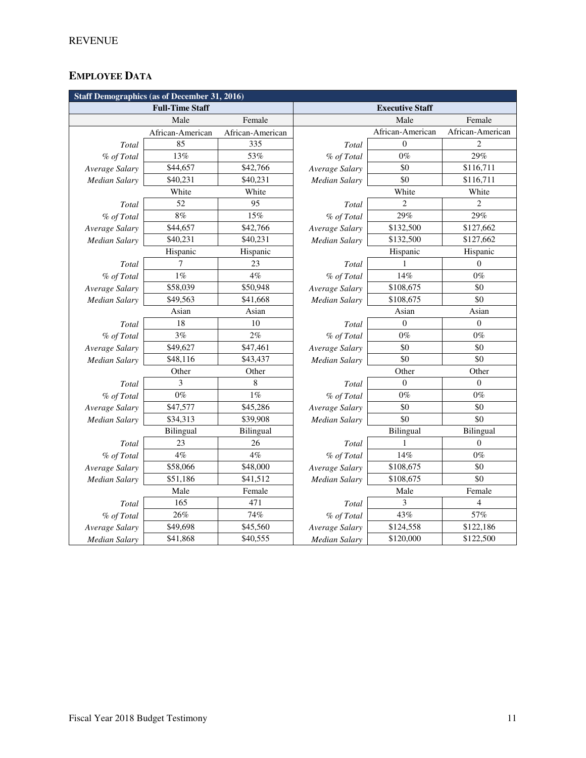REVENUE

## EMPLOYEE DATA

| Staff Demographics (as of December 31, 2016) | | | | | |
|---|---|---|---|---|---|
| **Full-Time Staff** | | | **Executive Staff** | | |
| | Male | Female | | Male | Female |
| | African-American | African-American | | African-American | African-American |
| *Total* | 85 | 335 | *Total* | 0 | 2 |
| *% of Total* | 13% | 53% | *% of Total* | 0% | 29% |
| *Average Salary* | $44,657 | $42,766 | *Average Salary* | $0 | $116,711 |
| *Median Salary* | $40,231 | $40,231 | *Median Salary* | $0 | $116,711 |
| | White | White | | White | White |
| *Total* | 52 | 95 | *Total* | 2 | 2 |
| *% of Total* | 8% | 15% | *% of Total* | 29% | 29% |
| *Average Salary* | $44,657 | $42,766 | *Average Salary* | $132,500 | $127,662 |
| *Median Salary* | $40,231 | $40,231 | *Median Salary* | $132,500 | $127,662 |
| | Hispanic | Hispanic | | Hispanic | Hispanic |
| *Total* | 7 | 23 | *Total* | 1 | 0 |
| *% of Total* | 1% | 4% | *% of Total* | 14% | 0% |
| *Average Salary* | $58,039 | $50,948 | *Average Salary* | $108,675 | $0 |
| *Median Salary* | $49,563 | $41,668 | *Median Salary* | $108,675 | $0 |
| | Asian | Asian | | Asian | Asian |
| *Total* | 18 | 10 | *Total* | 0 | 0 |
| *% of Total* | 3% | 2% | *% of Total* | 0% | 0% |
| *Average Salary* | $49,627 | $47,461 | *Average Salary* | $0 | $0 |
| *Median Salary* | $48,116 | $43,437 | *Median Salary* | $0 | $0 |
| | Other | Other | | Other | Other |
| *Total* | 3 | 8 | *Total* | 0 | 0 |
| *% of Total* | 0% | 1% | *% of Total* | 0% | 0% |
| *Average Salary* | $47,577 | $45,286 | *Average Salary* | $0 | $0 |
| *Median Salary* | $34,313 | $39,908 | *Median Salary* | $0 | $0 |
| | Bilingual | Bilingual | | Bilingual | Bilingual |
| *Total* | 23 | 26 | *Total* | 1 | 0 |
| *% of Total* | 4% | 4% | *% of Total* | 14% | 0% |
| *Average Salary* | $58,066 | $48,000 | *Average Salary* | $108,675 | $0 |
| *Median Salary* | $51,186 | $41,512 | *Median Salary* | $108,675 | $0 |
| | Male | Female | | Male | Female |
| *Total* | 165 | 471 | *Total* | 3 | 4 |
| *% of Total* | 26% | 74% | *% of Total* | 43% | 57% |
| *Average Salary* | $49,698 | $45,560 | *Average Salary* | $124,558 | $122,186 |
| *Median Salary* | $41,868 | $40,555 | *Median Salary* | $120,000 | $122,500 |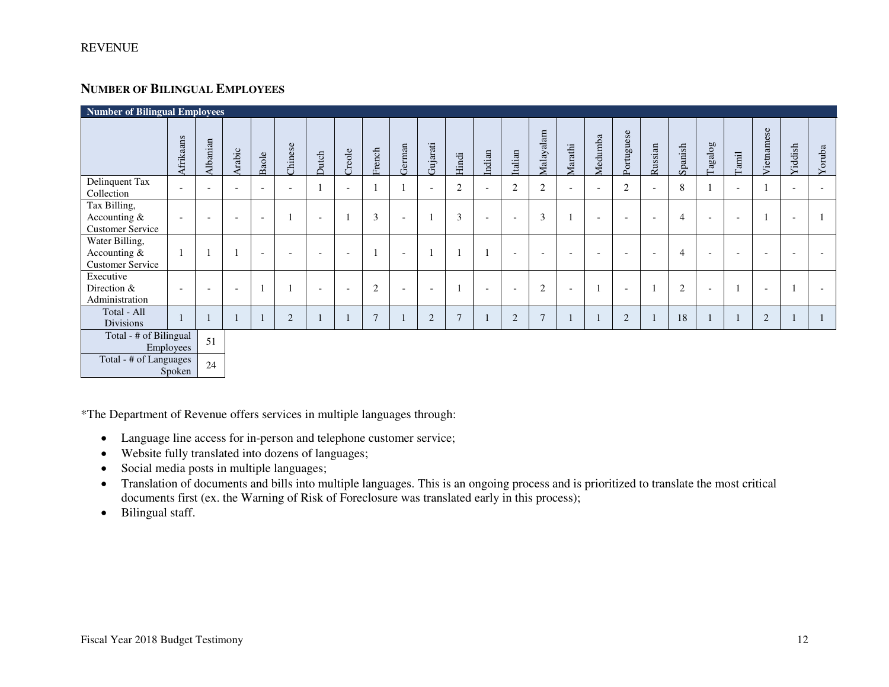REVENUE

## Number of Bilingual Employees

| Number of Bilingual Employees | Afrikaans | Albanian | Arabic | Baole | Chinese | Dutch | Creole | French | German | Gujarati | Hindi | Indian | Italian | Malayalam | Marathi | Medumba | Portuguese | Russian | Spanish | Tagalog | Tamil | Vietnamese | Yiddish | Yoruba |
|---|---|---|---|---|---|---|---|---|---|---|---|---|---|---|---|---|---|---|---|---|---|---|---|---|
| Delinquent Tax Collection | - | - | - | - | - | 1 | - | 1 | 1 | - | 2 | - | 2 | 2 | - | - | 2 | - | 8 | 1 | - | 1 | - | - |
| Tax Billing, Accounting & Customer Service | - | - | - | - | 1 | - | 1 | 3 | - | 1 | 3 | - | - | 3 | 1 | - | - | - | 4 | - | - | 1 | - | 1 |
| Water Billing, Accounting & Customer Service | 1 | 1 | 1 | - | - | - | - | 1 | - | 1 | 1 | 1 | - | - | - | - | - | - | 4 | - | - | - | - | - |
| Executive Direction & Administration | - | - | - | 1 | 1 | - | - | 2 | - | - | 1 | - | - | 2 | - | 1 | - | 1 | 2 | - | 1 | - | 1 | - |
| Total - All Divisions | 1 | 1 | 1 | 1 | 2 | 1 | 1 | 7 | 1 | 2 | 7 | 1 | 2 | 7 | 1 | 1 | 2 | 1 | 18 | 1 | 1 | 2 | 1 | 1 |

| | |
|---|---|
| Total - # of Bilingual Employees | 51 |
| Total - # of Languages Spoken | 24 |

*The Department of Revenue offers services in multiple languages through:

- Language line access for in-person and telephone customer service;
- Website fully translated into dozens of languages;
- Social media posts in multiple languages;
- Translation of documents and bills into multiple languages. This is an ongoing process and is prioritized to translate the most critical documents first (ex. the Warning of Risk of Foreclosure was translated early in this process);
- Bilingual staff.